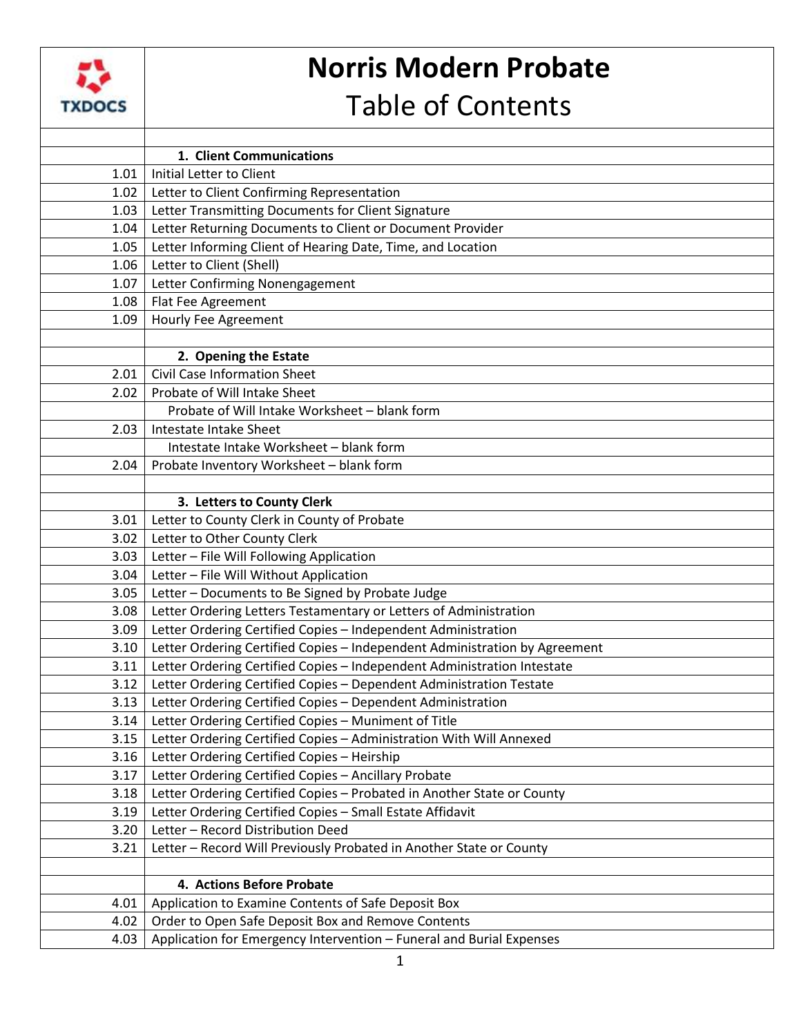# Norris Modern Probate

## Table of Contents

| | |
|---|---|
| | **1. Client Communications** |
| 1.01 | Initial Letter to Client |
| 1.02 | Letter to Client Confirming Representation |
| 1.03 | Letter Transmitting Documents for Client Signature |
| 1.04 | Letter Returning Documents to Client or Document Provider |
| 1.05 | Letter Informing Client of Hearing Date, Time, and Location |
| 1.06 | Letter to Client (Shell) |
| 1.07 | Letter Confirming Nonengagement |
| 1.08 | Flat Fee Agreement |
| 1.09 | Hourly Fee Agreement |
| | |
| | **2. Opening the Estate** |
| 2.01 | Civil Case Information Sheet |
| 2.02 | Probate of Will Intake Sheet |
| | Probate of Will Intake Worksheet – blank form |
| 2.03 | Intestate Intake Sheet |
| | Intestate Intake Worksheet – blank form |
| 2.04 | Probate Inventory Worksheet – blank form |
| | |
| | **3. Letters to County Clerk** |
| 3.01 | Letter to County Clerk in County of Probate |
| 3.02 | Letter to Other County Clerk |
| 3.03 | Letter – File Will Following Application |
| 3.04 | Letter – File Will Without Application |
| 3.05 | Letter – Documents to Be Signed by Probate Judge |
| 3.08 | Letter Ordering Letters Testamentary or Letters of Administration |
| 3.09 | Letter Ordering Certified Copies – Independent Administration |
| 3.10 | Letter Ordering Certified Copies – Independent Administration by Agreement |
| 3.11 | Letter Ordering Certified Copies – Independent Administration Intestate |
| 3.12 | Letter Ordering Certified Copies – Dependent Administration Testate |
| 3.13 | Letter Ordering Certified Copies – Dependent Administration |
| 3.14 | Letter Ordering Certified Copies – Muniment of Title |
| 3.15 | Letter Ordering Certified Copies – Administration With Will Annexed |
| 3.16 | Letter Ordering Certified Copies – Heirship |
| 3.17 | Letter Ordering Certified Copies – Ancillary Probate |
| 3.18 | Letter Ordering Certified Copies – Probated in Another State or County |
| 3.19 | Letter Ordering Certified Copies – Small Estate Affidavit |
| 3.20 | Letter – Record Distribution Deed |
| 3.21 | Letter – Record Will Previously Probated in Another State or County |
| | |
| | **4. Actions Before Probate** |
| 4.01 | Application to Examine Contents of Safe Deposit Box |
| 4.02 | Order to Open Safe Deposit Box and Remove Contents |
| 4.03 | Application for Emergency Intervention – Funeral and Burial Expenses |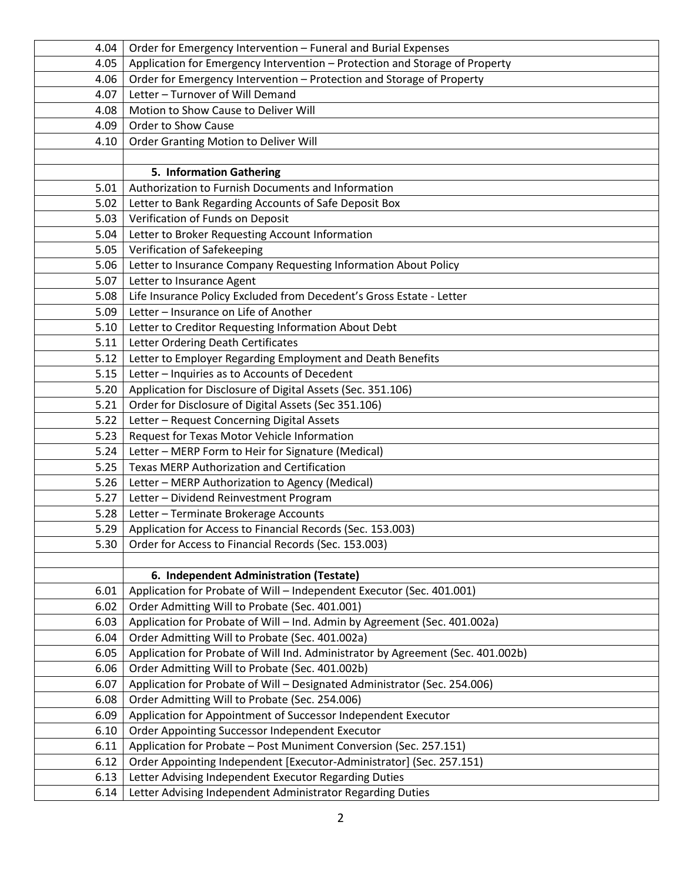| | |
|---|---|
| 4.04 | Order for Emergency Intervention – Funeral and Burial Expenses |
| 4.05 | Application for Emergency Intervention – Protection and Storage of Property |
| 4.06 | Order for Emergency Intervention – Protection and Storage of Property |
| 4.07 | Letter – Turnover of Will Demand |
| 4.08 | Motion to Show Cause to Deliver Will |
| 4.09 | Order to Show Cause |
| 4.10 | Order Granting Motion to Deliver Will |
| | |
| | **5. Information Gathering** |
| 5.01 | Authorization to Furnish Documents and Information |
| 5.02 | Letter to Bank Regarding Accounts of Safe Deposit Box |
| 5.03 | Verification of Funds on Deposit |
| 5.04 | Letter to Broker Requesting Account Information |
| 5.05 | Verification of Safekeeping |
| 5.06 | Letter to Insurance Company Requesting Information About Policy |
| 5.07 | Letter to Insurance Agent |
| 5.08 | Life Insurance Policy Excluded from Decedent's Gross Estate - Letter |
| 5.09 | Letter – Insurance on Life of Another |
| 5.10 | Letter to Creditor Requesting Information About Debt |
| 5.11 | Letter Ordering Death Certificates |
| 5.12 | Letter to Employer Regarding Employment and Death Benefits |
| 5.15 | Letter – Inquiries as to Accounts of Decedent |
| 5.20 | Application for Disclosure of Digital Assets (Sec. 351.106) |
| 5.21 | Order for Disclosure of Digital Assets (Sec 351.106) |
| 5.22 | Letter – Request Concerning Digital Assets |
| 5.23 | Request for Texas Motor Vehicle Information |
| 5.24 | Letter – MERP Form to Heir for Signature (Medical) |
| 5.25 | Texas MERP Authorization and Certification |
| 5.26 | Letter – MERP Authorization to Agency (Medical) |
| 5.27 | Letter – Dividend Reinvestment Program |
| 5.28 | Letter – Terminate Brokerage Accounts |
| 5.29 | Application for Access to Financial Records (Sec. 153.003) |
| 5.30 | Order for Access to Financial Records (Sec. 153.003) |
| | |
| | **6. Independent Administration (Testate)** |
| 6.01 | Application for Probate of Will – Independent Executor (Sec. 401.001) |
| 6.02 | Order Admitting Will to Probate (Sec. 401.001) |
| 6.03 | Application for Probate of Will – Ind. Admin by Agreement (Sec. 401.002a) |
| 6.04 | Order Admitting Will to Probate (Sec. 401.002a) |
| 6.05 | Application for Probate of Will Ind. Administrator by Agreement (Sec. 401.002b) |
| 6.06 | Order Admitting Will to Probate (Sec. 401.002b) |
| 6.07 | Application for Probate of Will – Designated Administrator (Sec. 254.006) |
| 6.08 | Order Admitting Will to Probate (Sec. 254.006) |
| 6.09 | Application for Appointment of Successor Independent Executor |
| 6.10 | Order Appointing Successor Independent Executor |
| 6.11 | Application for Probate – Post Muniment Conversion (Sec. 257.151) |
| 6.12 | Order Appointing Independent [Executor-Administrator] (Sec. 257.151) |
| 6.13 | Letter Advising Independent Executor Regarding Duties |
| 6.14 | Letter Advising Independent Administrator Regarding Duties |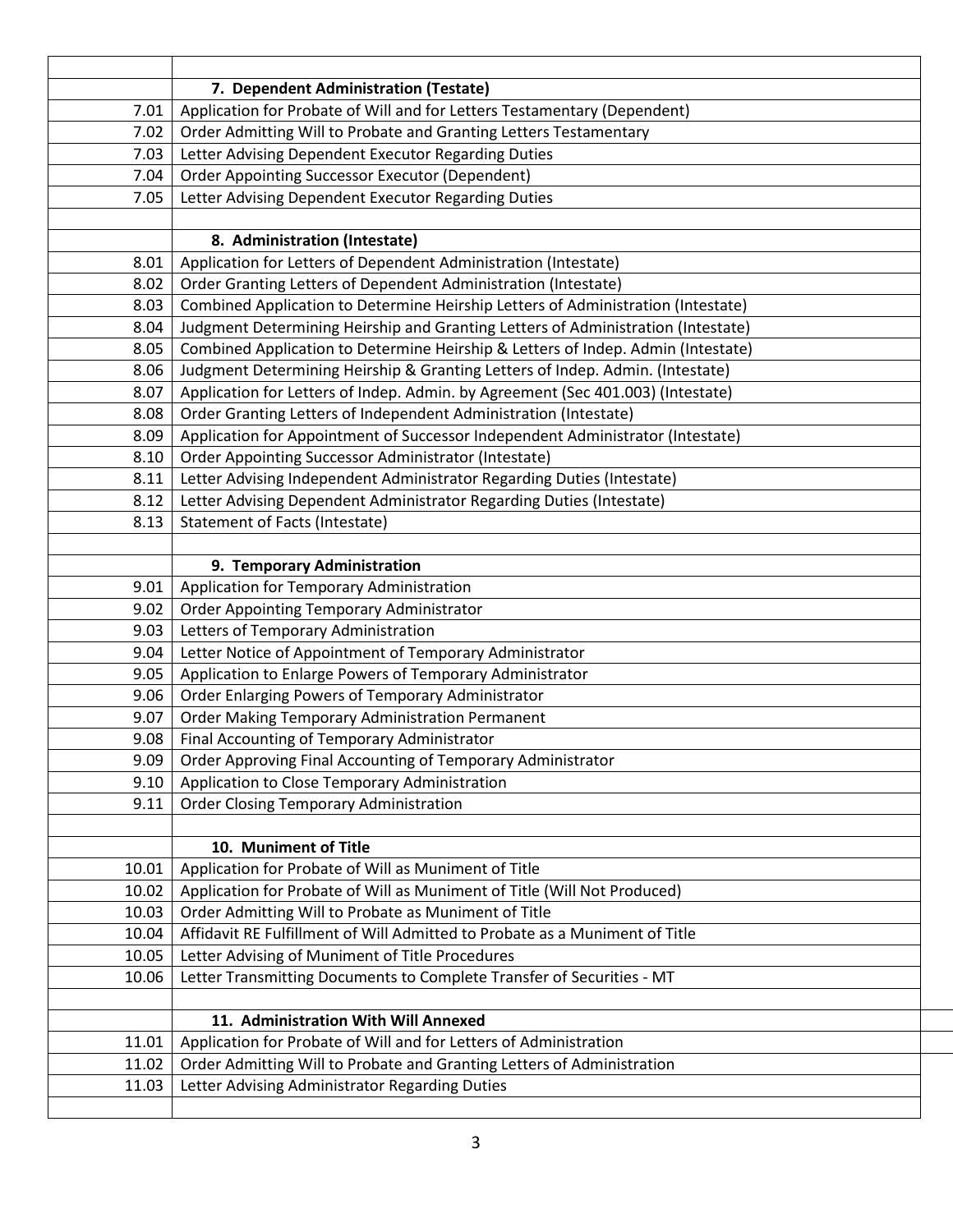| | |
|---|---|
| | **7. Dependent Administration (Testate)** |
| 7.01 | Application for Probate of Will and for Letters Testamentary (Dependent) |
| 7.02 | Order Admitting Will to Probate and Granting Letters Testamentary |
| 7.03 | Letter Advising Dependent Executor Regarding Duties |
| 7.04 | Order Appointing Successor Executor (Dependent) |
| 7.05 | Letter Advising Dependent Executor Regarding Duties |
| | |
| | **8. Administration (Intestate)** |
| 8.01 | Application for Letters of Dependent Administration (Intestate) |
| 8.02 | Order Granting Letters of Dependent Administration (Intestate) |
| 8.03 | Combined Application to Determine Heirship Letters of Administration (Intestate) |
| 8.04 | Judgment Determining Heirship and Granting Letters of Administration (Intestate) |
| 8.05 | Combined Application to Determine Heirship & Letters of Indep. Admin (Intestate) |
| 8.06 | Judgment Determining Heirship & Granting Letters of Indep. Admin. (Intestate) |
| 8.07 | Application for Letters of Indep. Admin. by Agreement (Sec 401.003) (Intestate) |
| 8.08 | Order Granting Letters of Independent Administration (Intestate) |
| 8.09 | Application for Appointment of Successor Independent Administrator (Intestate) |
| 8.10 | Order Appointing Successor Administrator (Intestate) |
| 8.11 | Letter Advising Independent Administrator Regarding Duties (Intestate) |
| 8.12 | Letter Advising Dependent Administrator Regarding Duties (Intestate) |
| 8.13 | Statement of Facts (Intestate) |
| | |
| | **9. Temporary Administration** |
| 9.01 | Application for Temporary Administration |
| 9.02 | Order Appointing Temporary Administrator |
| 9.03 | Letters of Temporary Administration |
| 9.04 | Letter Notice of Appointment of Temporary Administrator |
| 9.05 | Application to Enlarge Powers of Temporary Administrator |
| 9.06 | Order Enlarging Powers of Temporary Administrator |
| 9.07 | Order Making Temporary Administration Permanent |
| 9.08 | Final Accounting of Temporary Administrator |
| 9.09 | Order Approving Final Accounting of Temporary Administrator |
| 9.10 | Application to Close Temporary Administration |
| 9.11 | Order Closing Temporary Administration |
| | |
| | **10. Muniment of Title** |
| 10.01 | Application for Probate of Will as Muniment of Title |
| 10.02 | Application for Probate of Will as Muniment of Title (Will Not Produced) |
| 10.03 | Order Admitting Will to Probate as Muniment of Title |
| 10.04 | Affidavit RE Fulfillment of Will Admitted to Probate as a Muniment of Title |
| 10.05 | Letter Advising of Muniment of Title Procedures |
| 10.06 | Letter Transmitting Documents to Complete Transfer of Securities - MT |
| | |
| | **11. Administration With Will Annexed** |
| 11.01 | Application for Probate of Will and for Letters of Administration |
| 11.02 | Order Admitting Will to Probate and Granting Letters of Administration |
| 11.03 | Letter Advising Administrator Regarding Duties |
| | |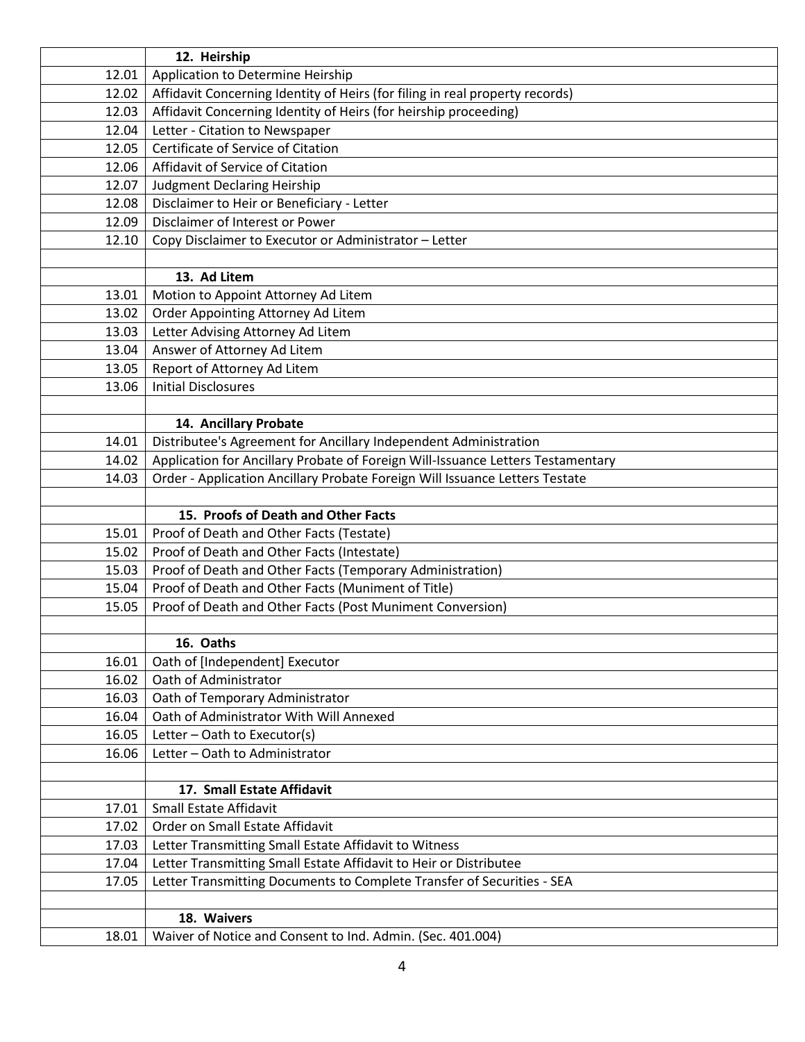| | |
|---|---|
| | **12. Heirship** |
| 12.01 | Application to Determine Heirship |
| 12.02 | Affidavit Concerning Identity of Heirs (for filing in real property records) |
| 12.03 | Affidavit Concerning Identity of Heirs (for heirship proceeding) |
| 12.04 | Letter - Citation to Newspaper |
| 12.05 | Certificate of Service of Citation |
| 12.06 | Affidavit of Service of Citation |
| 12.07 | Judgment Declaring Heirship |
| 12.08 | Disclaimer to Heir or Beneficiary - Letter |
| 12.09 | Disclaimer of Interest or Power |
| 12.10 | Copy Disclaimer to Executor or Administrator – Letter |
| | |
| | **13. Ad Litem** |
| 13.01 | Motion to Appoint Attorney Ad Litem |
| 13.02 | Order Appointing Attorney Ad Litem |
| 13.03 | Letter Advising Attorney Ad Litem |
| 13.04 | Answer of Attorney Ad Litem |
| 13.05 | Report of Attorney Ad Litem |
| 13.06 | Initial Disclosures |
| | |
| | **14. Ancillary Probate** |
| 14.01 | Distributee's Agreement for Ancillary Independent Administration |
| 14.02 | Application for Ancillary Probate of Foreign Will-Issuance Letters Testamentary |
| 14.03 | Order - Application Ancillary Probate Foreign Will Issuance Letters Testate |
| | |
| | **15. Proofs of Death and Other Facts** |
| 15.01 | Proof of Death and Other Facts (Testate) |
| 15.02 | Proof of Death and Other Facts (Intestate) |
| 15.03 | Proof of Death and Other Facts (Temporary Administration) |
| 15.04 | Proof of Death and Other Facts (Muniment of Title) |
| 15.05 | Proof of Death and Other Facts (Post Muniment Conversion) |
| | |
| | **16. Oaths** |
| 16.01 | Oath of [Independent] Executor |
| 16.02 | Oath of Administrator |
| 16.03 | Oath of Temporary Administrator |
| 16.04 | Oath of Administrator With Will Annexed |
| 16.05 | Letter – Oath to Executor(s) |
| 16.06 | Letter – Oath to Administrator |
| | |
| | **17. Small Estate Affidavit** |
| 17.01 | Small Estate Affidavit |
| 17.02 | Order on Small Estate Affidavit |
| 17.03 | Letter Transmitting Small Estate Affidavit to Witness |
| 17.04 | Letter Transmitting Small Estate Affidavit to Heir or Distributee |
| 17.05 | Letter Transmitting Documents to Complete Transfer of Securities - SEA |
| | |
| | **18. Waivers** |
| 18.01 | Waiver of Notice and Consent to Ind. Admin. (Sec. 401.004) |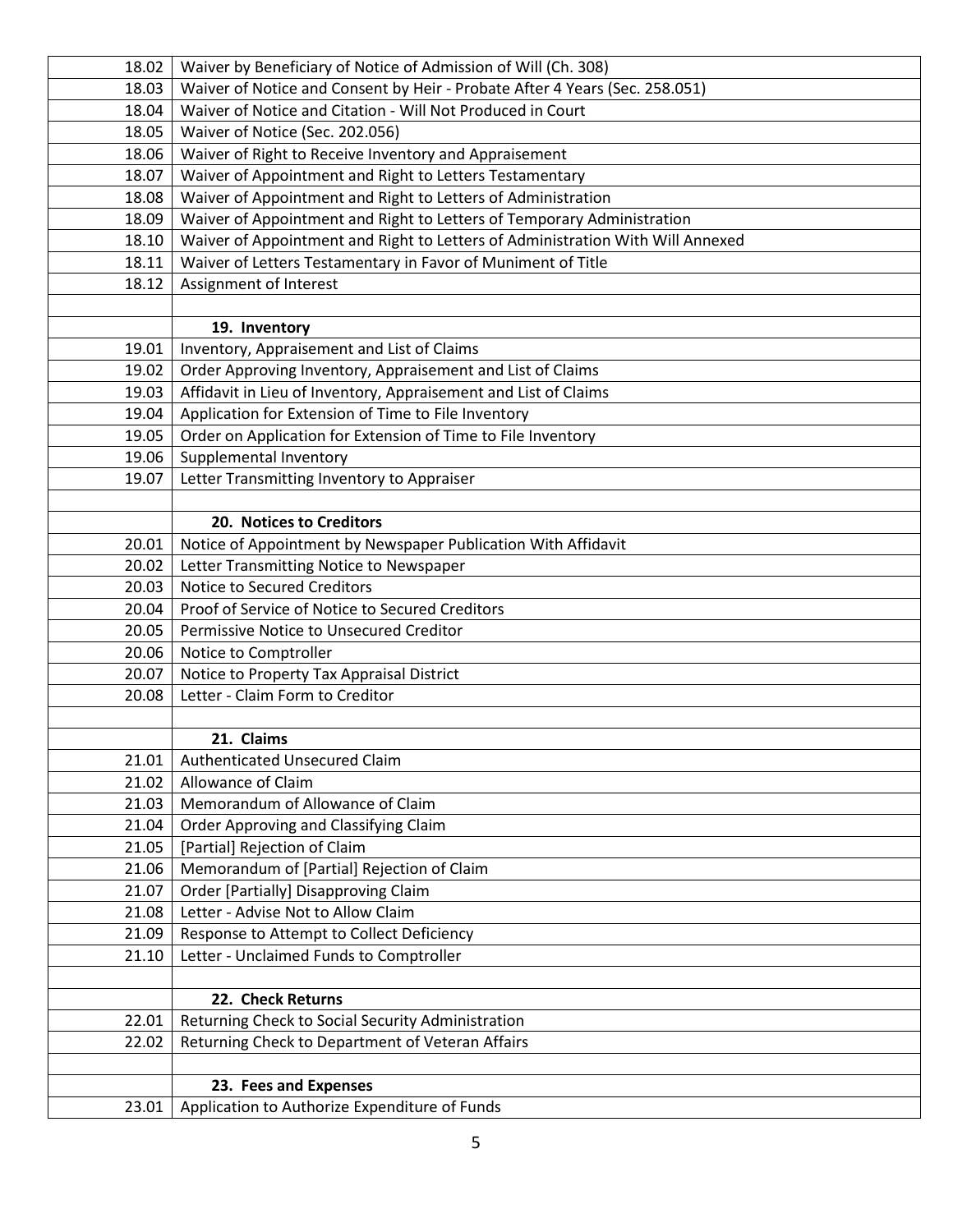| | |
|---|---|
| 18.02 | Waiver by Beneficiary of Notice of Admission of Will (Ch. 308) |
| 18.03 | Waiver of Notice and Consent by Heir - Probate After 4 Years (Sec. 258.051) |
| 18.04 | Waiver of Notice and Citation - Will Not Produced in Court |
| 18.05 | Waiver of Notice (Sec. 202.056) |
| 18.06 | Waiver of Right to Receive Inventory and Appraisement |
| 18.07 | Waiver of Appointment and Right to Letters Testamentary |
| 18.08 | Waiver of Appointment and Right to Letters of Administration |
| 18.09 | Waiver of Appointment and Right to Letters of Temporary Administration |
| 18.10 | Waiver of Appointment and Right to Letters of Administration With Will Annexed |
| 18.11 | Waiver of Letters Testamentary in Favor of Muniment of Title |
| 18.12 | Assignment of Interest |
| | |
| | **19. Inventory** |
| 19.01 | Inventory, Appraisement and List of Claims |
| 19.02 | Order Approving Inventory, Appraisement and List of Claims |
| 19.03 | Affidavit in Lieu of Inventory, Appraisement and List of Claims |
| 19.04 | Application for Extension of Time to File Inventory |
| 19.05 | Order on Application for Extension of Time to File Inventory |
| 19.06 | Supplemental Inventory |
| 19.07 | Letter Transmitting Inventory to Appraiser |
| | |
| | **20. Notices to Creditors** |
| 20.01 | Notice of Appointment by Newspaper Publication With Affidavit |
| 20.02 | Letter Transmitting Notice to Newspaper |
| 20.03 | Notice to Secured Creditors |
| 20.04 | Proof of Service of Notice to Secured Creditors |
| 20.05 | Permissive Notice to Unsecured Creditor |
| 20.06 | Notice to Comptroller |
| 20.07 | Notice to Property Tax Appraisal District |
| 20.08 | Letter - Claim Form to Creditor |
| | |
| | **21. Claims** |
| 21.01 | Authenticated Unsecured Claim |
| 21.02 | Allowance of Claim |
| 21.03 | Memorandum of Allowance of Claim |
| 21.04 | Order Approving and Classifying Claim |
| 21.05 | [Partial] Rejection of Claim |
| 21.06 | Memorandum of [Partial] Rejection of Claim |
| 21.07 | Order [Partially] Disapproving Claim |
| 21.08 | Letter - Advise Not to Allow Claim |
| 21.09 | Response to Attempt to Collect Deficiency |
| 21.10 | Letter - Unclaimed Funds to Comptroller |
| | |
| | **22. Check Returns** |
| 22.01 | Returning Check to Social Security Administration |
| 22.02 | Returning Check to Department of Veteran Affairs |
| | |
| | **23. Fees and Expenses** |
| 23.01 | Application to Authorize Expenditure of Funds |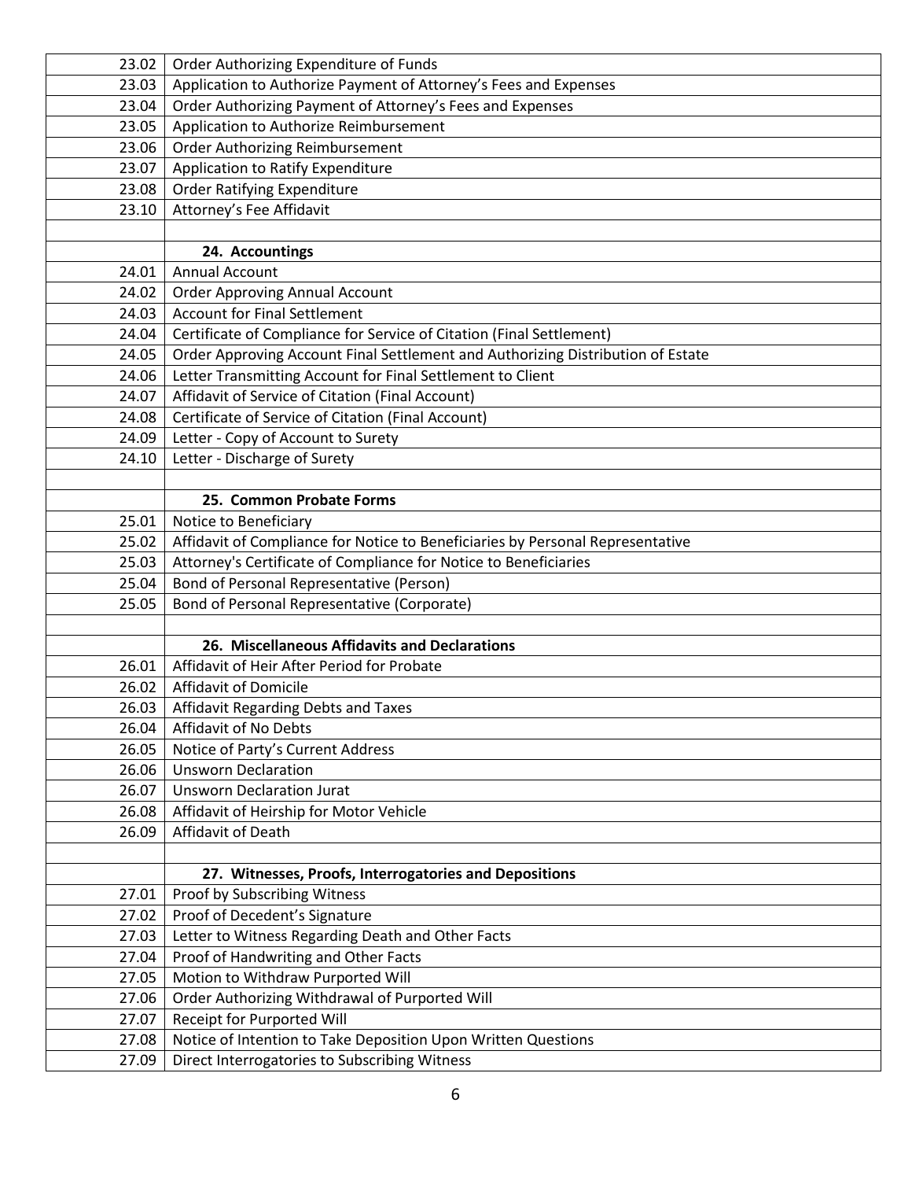| | |
|---|---|
| 23.02 | Order Authorizing Expenditure of Funds |
| 23.03 | Application to Authorize Payment of Attorney's Fees and Expenses |
| 23.04 | Order Authorizing Payment of Attorney's Fees and Expenses |
| 23.05 | Application to Authorize Reimbursement |
| 23.06 | Order Authorizing Reimbursement |
| 23.07 | Application to Ratify Expenditure |
| 23.08 | Order Ratifying Expenditure |
| 23.10 | Attorney's Fee Affidavit |
| | |
| | **24. Accountings** |
| 24.01 | Annual Account |
| 24.02 | Order Approving Annual Account |
| 24.03 | Account for Final Settlement |
| 24.04 | Certificate of Compliance for Service of Citation (Final Settlement) |
| 24.05 | Order Approving Account Final Settlement and Authorizing Distribution of Estate |
| 24.06 | Letter Transmitting Account for Final Settlement to Client |
| 24.07 | Affidavit of Service of Citation (Final Account) |
| 24.08 | Certificate of Service of Citation (Final Account) |
| 24.09 | Letter - Copy of Account to Surety |
| 24.10 | Letter - Discharge of Surety |
| | |
| | **25. Common Probate Forms** |
| 25.01 | Notice to Beneficiary |
| 25.02 | Affidavit of Compliance for Notice to Beneficiaries by Personal Representative |
| 25.03 | Attorney's Certificate of Compliance for Notice to Beneficiaries |
| 25.04 | Bond of Personal Representative (Person) |
| 25.05 | Bond of Personal Representative (Corporate) |
| | |
| | **26. Miscellaneous Affidavits and Declarations** |
| 26.01 | Affidavit of Heir After Period for Probate |
| 26.02 | Affidavit of Domicile |
| 26.03 | Affidavit Regarding Debts and Taxes |
| 26.04 | Affidavit of No Debts |
| 26.05 | Notice of Party's Current Address |
| 26.06 | Unsworn Declaration |
| 26.07 | Unsworn Declaration Jurat |
| 26.08 | Affidavit of Heirship for Motor Vehicle |
| 26.09 | Affidavit of Death |
| | |
| | **27. Witnesses, Proofs, Interrogatories and Depositions** |
| 27.01 | Proof by Subscribing Witness |
| 27.02 | Proof of Decedent's Signature |
| 27.03 | Letter to Witness Regarding Death and Other Facts |
| 27.04 | Proof of Handwriting and Other Facts |
| 27.05 | Motion to Withdraw Purported Will |
| 27.06 | Order Authorizing Withdrawal of Purported Will |
| 27.07 | Receipt for Purported Will |
| 27.08 | Notice of Intention to Take Deposition Upon Written Questions |
| 27.09 | Direct Interrogatories to Subscribing Witness |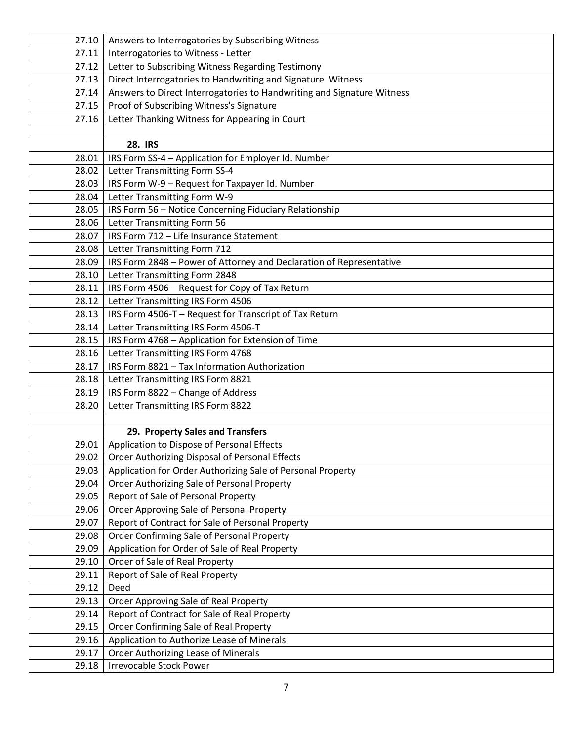| | |
|---|---|
| 27.10 | Answers to Interrogatories by Subscribing Witness |
| 27.11 | Interrogatories to Witness - Letter |
| 27.12 | Letter to Subscribing Witness Regarding Testimony |
| 27.13 | Direct Interrogatories to Handwriting and Signature Witness |
| 27.14 | Answers to Direct Interrogatories to Handwriting and Signature Witness |
| 27.15 | Proof of Subscribing Witness's Signature |
| 27.16 | Letter Thanking Witness for Appearing in Court |
| | |
| | **28. IRS** |
| 28.01 | IRS Form SS-4 – Application for Employer Id. Number |
| 28.02 | Letter Transmitting Form SS-4 |
| 28.03 | IRS Form W-9 – Request for Taxpayer Id. Number |
| 28.04 | Letter Transmitting Form W-9 |
| 28.05 | IRS Form 56 – Notice Concerning Fiduciary Relationship |
| 28.06 | Letter Transmitting Form 56 |
| 28.07 | IRS Form 712 – Life Insurance Statement |
| 28.08 | Letter Transmitting Form 712 |
| 28.09 | IRS Form 2848 – Power of Attorney and Declaration of Representative |
| 28.10 | Letter Transmitting Form 2848 |
| 28.11 | IRS Form 4506 – Request for Copy of Tax Return |
| 28.12 | Letter Transmitting IRS Form 4506 |
| 28.13 | IRS Form 4506-T – Request for Transcript of Tax Return |
| 28.14 | Letter Transmitting IRS Form 4506-T |
| 28.15 | IRS Form 4768 – Application for Extension of Time |
| 28.16 | Letter Transmitting IRS Form 4768 |
| 28.17 | IRS Form 8821 – Tax Information Authorization |
| 28.18 | Letter Transmitting IRS Form 8821 |
| 28.19 | IRS Form 8822 – Change of Address |
| 28.20 | Letter Transmitting IRS Form 8822 |
| | |
| | **29. Property Sales and Transfers** |
| 29.01 | Application to Dispose of Personal Effects |
| 29.02 | Order Authorizing Disposal of Personal Effects |
| 29.03 | Application for Order Authorizing Sale of Personal Property |
| 29.04 | Order Authorizing Sale of Personal Property |
| 29.05 | Report of Sale of Personal Property |
| 29.06 | Order Approving Sale of Personal Property |
| 29.07 | Report of Contract for Sale of Personal Property |
| 29.08 | Order Confirming Sale of Personal Property |
| 29.09 | Application for Order of Sale of Real Property |
| 29.10 | Order of Sale of Real Property |
| 29.11 | Report of Sale of Real Property |
| 29.12 | Deed |
| 29.13 | Order Approving Sale of Real Property |
| 29.14 | Report of Contract for Sale of Real Property |
| 29.15 | Order Confirming Sale of Real Property |
| 29.16 | Application to Authorize Lease of Minerals |
| 29.17 | Order Authorizing Lease of Minerals |
| 29.18 | Irrevocable Stock Power |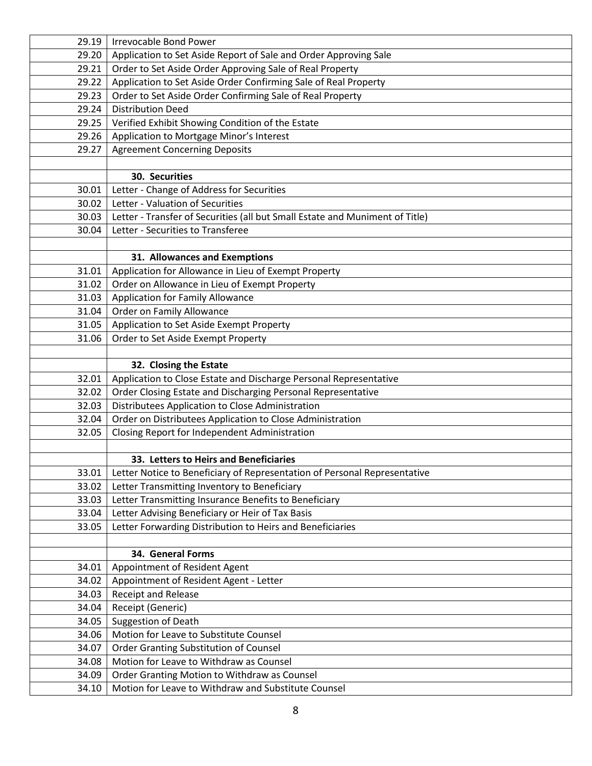| | |
|---|---|
| 29.19 | Irrevocable Bond Power |
| 29.20 | Application to Set Aside Report of Sale and Order Approving Sale |
| 29.21 | Order to Set Aside Order Approving Sale of Real Property |
| 29.22 | Application to Set Aside Order Confirming Sale of Real Property |
| 29.23 | Order to Set Aside Order Confirming Sale of Real Property |
| 29.24 | Distribution Deed |
| 29.25 | Verified Exhibit Showing Condition of the Estate |
| 29.26 | Application to Mortgage Minor's Interest |
| 29.27 | Agreement Concerning Deposits |
| | |
| | **30. Securities** |
| 30.01 | Letter - Change of Address for Securities |
| 30.02 | Letter - Valuation of Securities |
| 30.03 | Letter - Transfer of Securities (all but Small Estate and Muniment of Title) |
| 30.04 | Letter - Securities to Transferee |
| | |
| | **31. Allowances and Exemptions** |
| 31.01 | Application for Allowance in Lieu of Exempt Property |
| 31.02 | Order on Allowance in Lieu of Exempt Property |
| 31.03 | Application for Family Allowance |
| 31.04 | Order on Family Allowance |
| 31.05 | Application to Set Aside Exempt Property |
| 31.06 | Order to Set Aside Exempt Property |
| | |
| | **32. Closing the Estate** |
| 32.01 | Application to Close Estate and Discharge Personal Representative |
| 32.02 | Order Closing Estate and Discharging Personal Representative |
| 32.03 | Distributees Application to Close Administration |
| 32.04 | Order on Distributees Application to Close Administration |
| 32.05 | Closing Report for Independent Administration |
| | |
| | **33. Letters to Heirs and Beneficiaries** |
| 33.01 | Letter Notice to Beneficiary of Representation of Personal Representative |
| 33.02 | Letter Transmitting Inventory to Beneficiary |
| 33.03 | Letter Transmitting Insurance Benefits to Beneficiary |
| 33.04 | Letter Advising Beneficiary or Heir of Tax Basis |
| 33.05 | Letter Forwarding Distribution to Heirs and Beneficiaries |
| | |
| | **34. General Forms** |
| 34.01 | Appointment of Resident Agent |
| 34.02 | Appointment of Resident Agent - Letter |
| 34.03 | Receipt and Release |
| 34.04 | Receipt (Generic) |
| 34.05 | Suggestion of Death |
| 34.06 | Motion for Leave to Substitute Counsel |
| 34.07 | Order Granting Substitution of Counsel |
| 34.08 | Motion for Leave to Withdraw as Counsel |
| 34.09 | Order Granting Motion to Withdraw as Counsel |
| 34.10 | Motion for Leave to Withdraw and Substitute Counsel |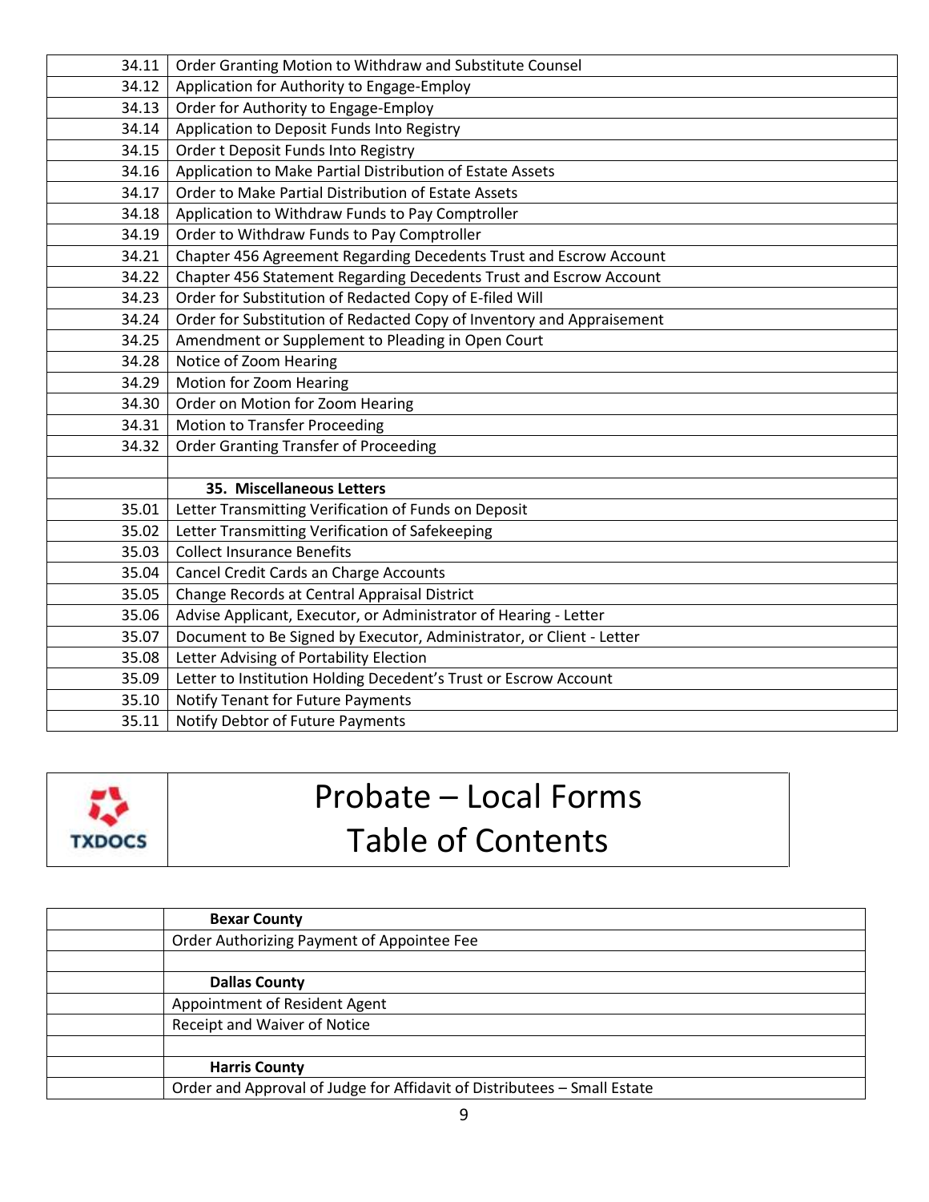| | |
|---|---|
| 34.11 | Order Granting Motion to Withdraw and Substitute Counsel |
| 34.12 | Application for Authority to Engage-Employ |
| 34.13 | Order for Authority to Engage-Employ |
| 34.14 | Application to Deposit Funds Into Registry |
| 34.15 | Order t Deposit Funds Into Registry |
| 34.16 | Application to Make Partial Distribution of Estate Assets |
| 34.17 | Order to Make Partial Distribution of Estate Assets |
| 34.18 | Application to Withdraw Funds to Pay Comptroller |
| 34.19 | Order to Withdraw Funds to Pay Comptroller |
| 34.21 | Chapter 456 Agreement Regarding Decedents Trust and Escrow Account |
| 34.22 | Chapter 456 Statement Regarding Decedents Trust and Escrow Account |
| 34.23 | Order for Substitution of Redacted Copy of E-filed Will |
| 34.24 | Order for Substitution of Redacted Copy of Inventory and Appraisement |
| 34.25 | Amendment or Supplement to Pleading in Open Court |
| 34.28 | Notice of Zoom Hearing |
| 34.29 | Motion for Zoom Hearing |
| 34.30 | Order on Motion for Zoom Hearing |
| 34.31 | Motion to Transfer Proceeding |
| 34.32 | Order Granting Transfer of Proceeding |
| | |
| | **35. Miscellaneous Letters** |
| 35.01 | Letter Transmitting Verification of Funds on Deposit |
| 35.02 | Letter Transmitting Verification of Safekeeping |
| 35.03 | Collect Insurance Benefits |
| 35.04 | Cancel Credit Cards an Charge Accounts |
| 35.05 | Change Records at Central Appraisal District |
| 35.06 | Advise Applicant, Executor, or Administrator of Hearing - Letter |
| 35.07 | Document to Be Signed by Executor, Administrator, or Client - Letter |
| 35.08 | Letter Advising of Portability Election |
| 35.09 | Letter to Institution Holding Decedent's Trust or Escrow Account |
| 35.10 | Notify Tenant for Future Payments |
| 35.11 | Notify Debtor of Future Payments |

TXDOCS

# Probate – Local Forms Table of Contents

| | |
|---|---|
| | **Bexar County** |
| | Order Authorizing Payment of Appointee Fee |
| | |
| | **Dallas County** |
| | Appointment of Resident Agent |
| | Receipt and Waiver of Notice |
| | |
| | **Harris County** |
| | Order and Approval of Judge for Affidavit of Distributees – Small Estate |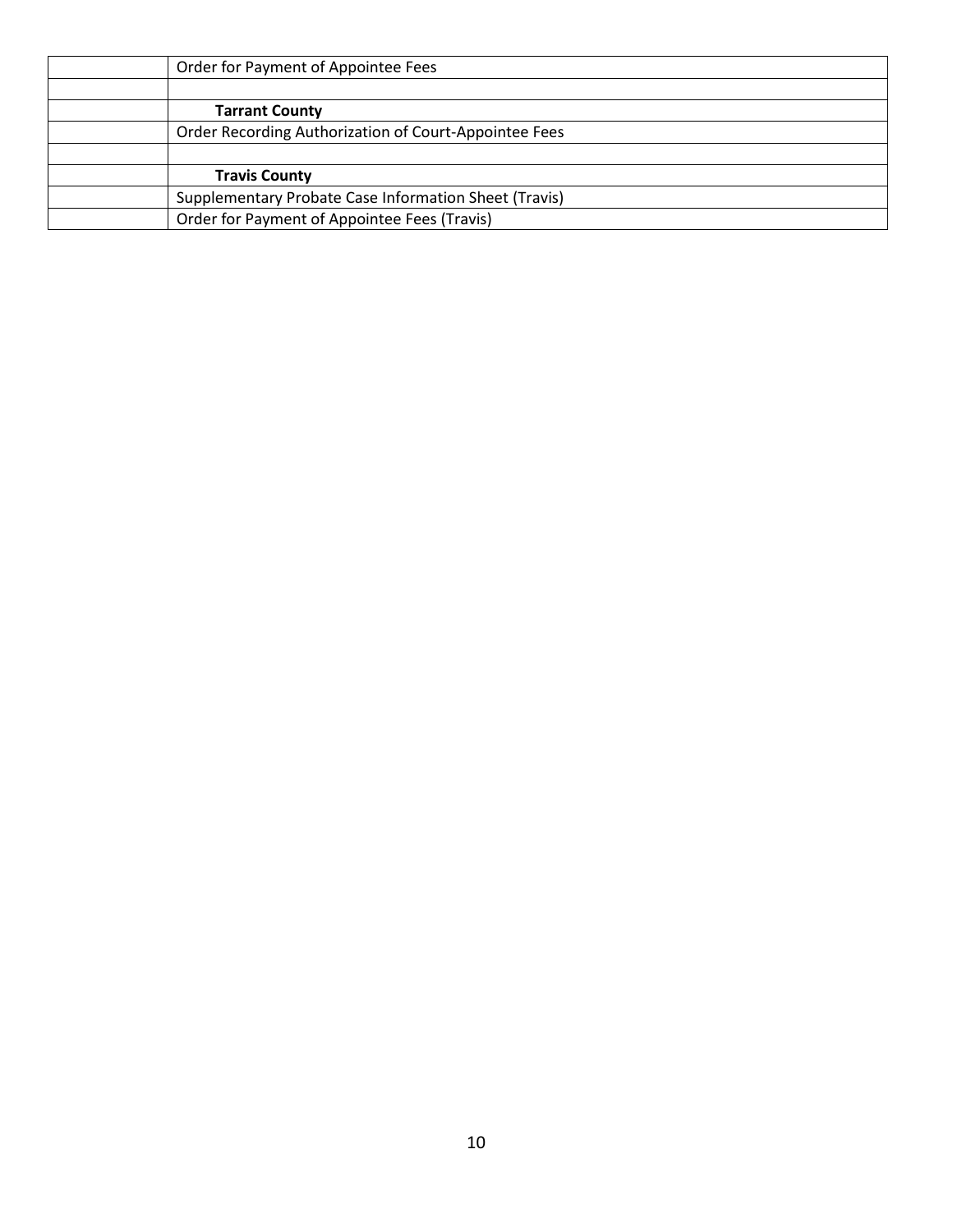| | |
|---|---|
| | Order for Payment of Appointee Fees |
| | |
| | **Tarrant County** |
| | Order Recording Authorization of Court-Appointee Fees |
| | |
| | **Travis County** |
| | Supplementary Probate Case Information Sheet (Travis) |
| | Order for Payment of Appointee Fees (Travis) |